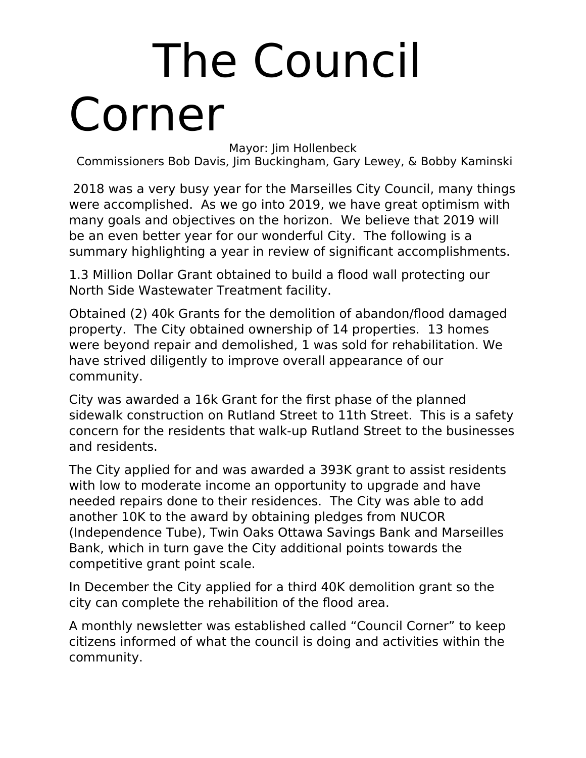# The Council Corner

Mayor: Jim Hollenbeck
Commissioners Bob Davis, Jim Buckingham, Gary Lewey, & Bobby Kaminski

2018 was a very busy year for the Marseilles City Council, many things were accomplished. As we go into 2019, we have great optimism with many goals and objectives on the horizon. We believe that 2019 will be an even better year for our wonderful City. The following is a summary highlighting a year in review of significant accomplishments.

1.3 Million Dollar Grant obtained to build a flood wall protecting our North Side Wastewater Treatment facility.

Obtained (2) 40k Grants for the demolition of abandon/flood damaged property. The City obtained ownership of 14 properties. 13 homes were beyond repair and demolished, 1 was sold for rehabilitation. We have strived diligently to improve overall appearance of our community.

City was awarded a 16k Grant for the first phase of the planned sidewalk construction on Rutland Street to 11th Street. This is a safety concern for the residents that walk-up Rutland Street to the businesses and residents.

The City applied for and was awarded a 393K grant to assist residents with low to moderate income an opportunity to upgrade and have needed repairs done to their residences. The City was able to add another 10K to the award by obtaining pledges from NUCOR (Independence Tube), Twin Oaks Ottawa Savings Bank and Marseilles Bank, which in turn gave the City additional points towards the competitive grant point scale.

In December the City applied for a third 40K demolition grant so the city can complete the rehabilition of the flood area.

A monthly newsletter was established called "Council Corner" to keep citizens informed of what the council is doing and activities within the community.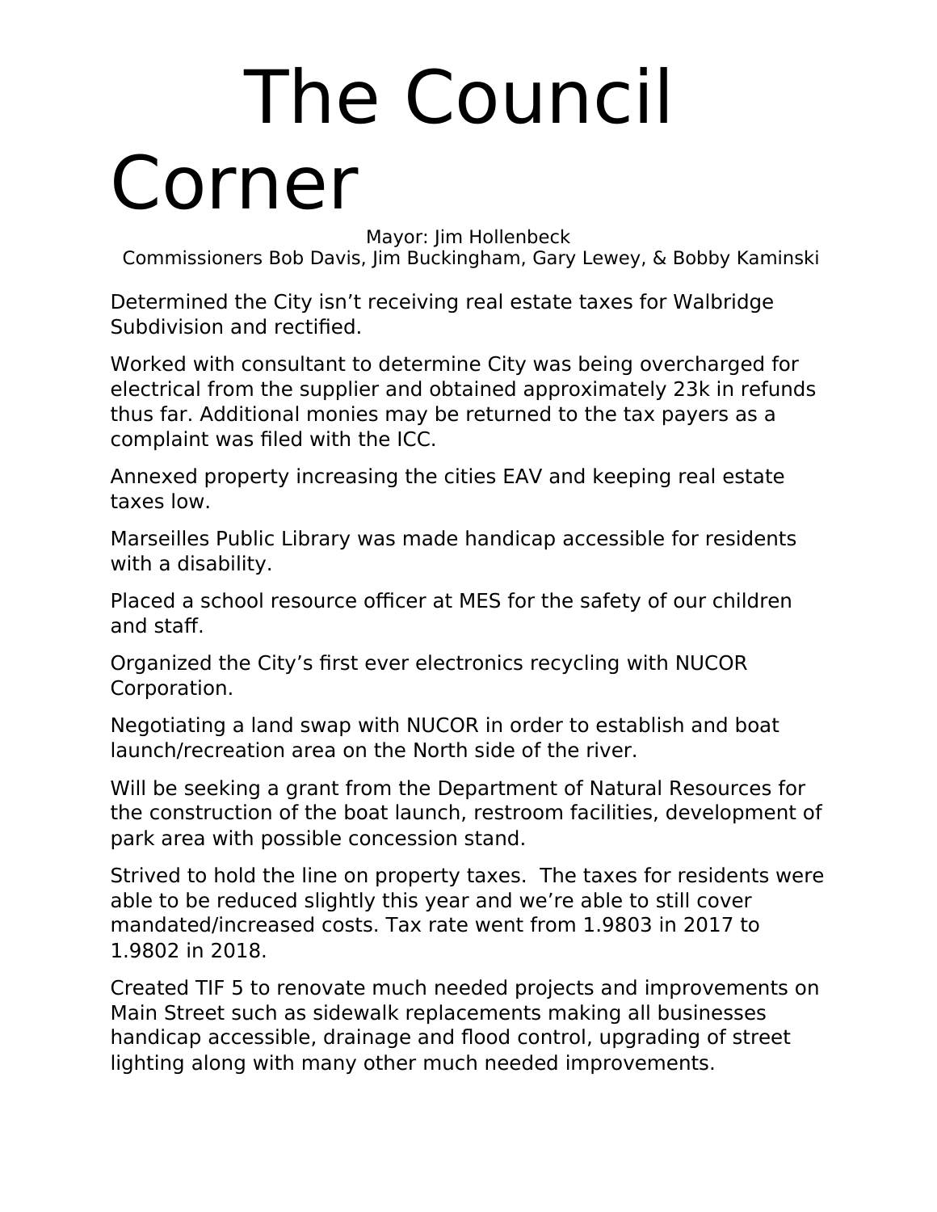# The Council Corner

Mayor: Jim Hollenbeck
Commissioners Bob Davis, Jim Buckingham, Gary Lewey, & Bobby Kaminski

Determined the City isn't receiving real estate taxes for Walbridge Subdivision and rectified.

Worked with consultant to determine City was being overcharged for electrical from the supplier and obtained approximately 23k in refunds thus far. Additional monies may be returned to the tax payers as a complaint was filed with the ICC.

Annexed property increasing the cities EAV and keeping real estate taxes low.

Marseilles Public Library was made handicap accessible for residents with a disability.

Placed a school resource officer at MES for the safety of our children and staff.

Organized the City's first ever electronics recycling with NUCOR Corporation.

Negotiating a land swap with NUCOR in order to establish and boat launch/recreation area on the North side of the river.

Will be seeking a grant from the Department of Natural Resources for the construction of the boat launch, restroom facilities, development of park area with possible concession stand.

Strived to hold the line on property taxes. The taxes for residents were able to be reduced slightly this year and we're able to still cover mandated/increased costs. Tax rate went from 1.9803 in 2017 to 1.9802 in 2018.

Created TIF 5 to renovate much needed projects and improvements on Main Street such as sidewalk replacements making all businesses handicap accessible, drainage and flood control, upgrading of street lighting along with many other much needed improvements.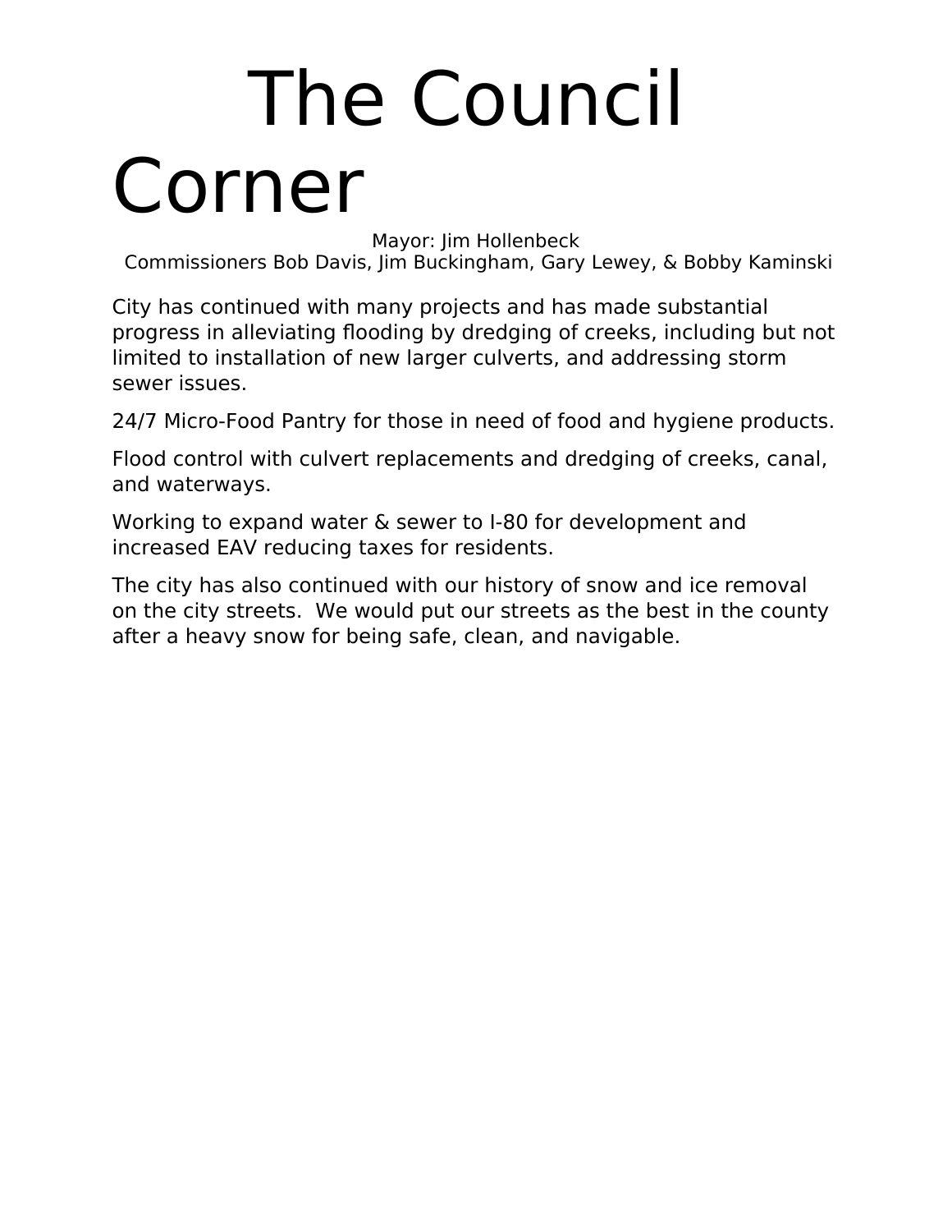# The Council Corner

Mayor: Jim Hollenbeck
Commissioners Bob Davis, Jim Buckingham, Gary Lewey, & Bobby Kaminski

City has continued with many projects and has made substantial progress in alleviating flooding by dredging of creeks, including but not limited to installation of new larger culverts, and addressing storm sewer issues.

24/7 Micro-Food Pantry for those in need of food and hygiene products.

Flood control with culvert replacements and dredging of creeks, canal, and waterways.

Working to expand water & sewer to I-80 for development and increased EAV reducing taxes for residents.

The city has also continued with our history of snow and ice removal on the city streets. We would put our streets as the best in the county after a heavy snow for being safe, clean, and navigable.